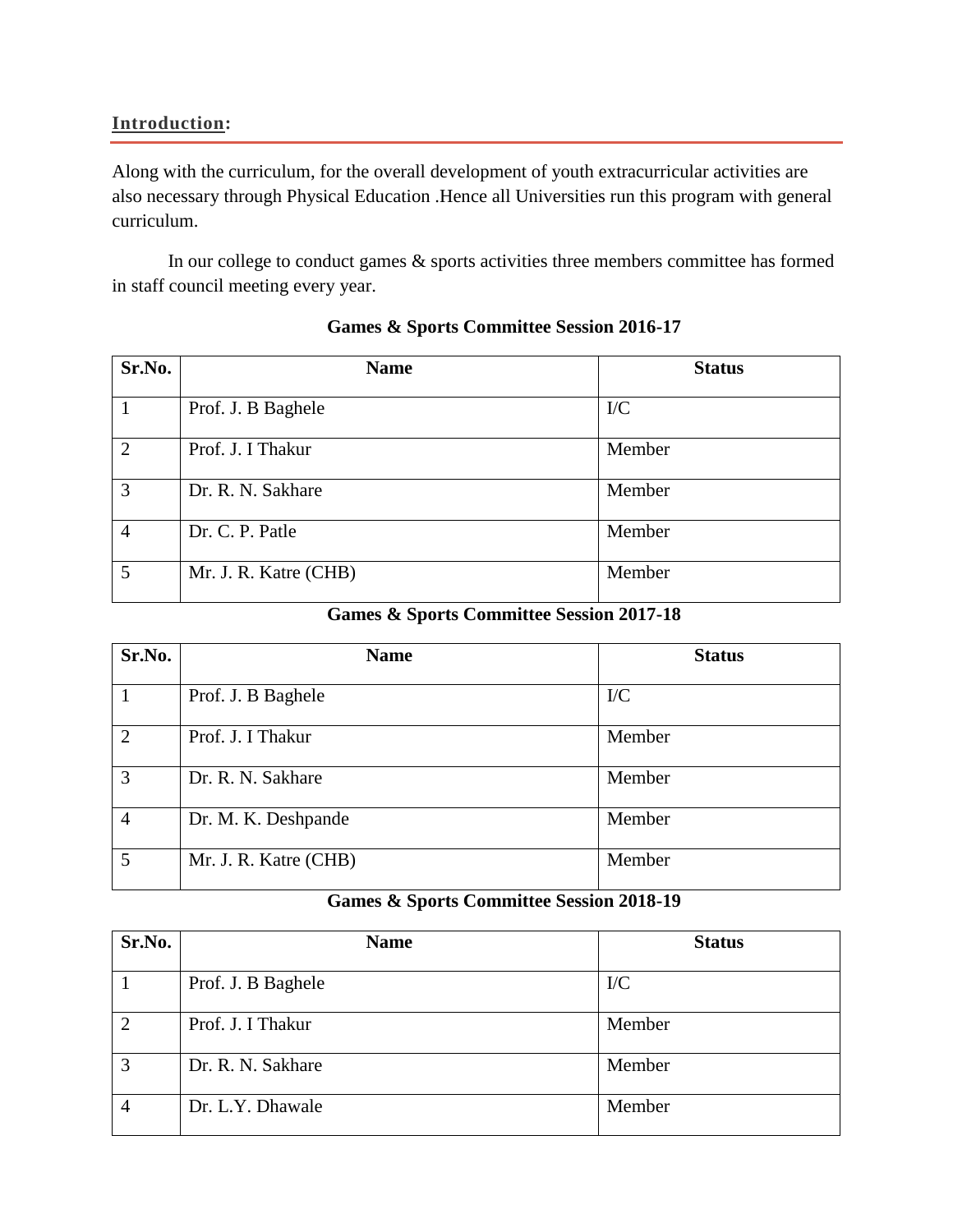## Introduction:

Along with the curriculum, for the overall development of youth extracurricular activities are also necessary through Physical Education .Hence all Universities run this program with general curriculum.

In our college to conduct games & sports activities three members committee has formed in staff council meeting every year.

**Games & Sports Committee Session 2016-17**

| Sr.No. | Name | Status |
|---|---|---|
| 1 | Prof. J. B Baghele | I/C |
| 2 | Prof. J. I Thakur | Member |
| 3 | Dr. R. N. Sakhare | Member |
| 4 | Dr. C. P. Patle | Member |
| 5 | Mr. J. R. Katre (CHB) | Member |

**Games & Sports Committee Session 2017-18**

| Sr.No. | Name | Status |
|---|---|---|
| 1 | Prof. J. B Baghele | I/C |
| 2 | Prof. J. I Thakur | Member |
| 3 | Dr. R. N. Sakhare | Member |
| 4 | Dr. M. K. Deshpande | Member |
| 5 | Mr. J. R. Katre (CHB) | Member |

**Games & Sports Committee Session 2018-19**

| Sr.No. | Name | Status |
|---|---|---|
| 1 | Prof. J. B Baghele | I/C |
| 2 | Prof. J. I Thakur | Member |
| 3 | Dr. R. N. Sakhare | Member |
| 4 | Dr. L.Y. Dhawale | Member |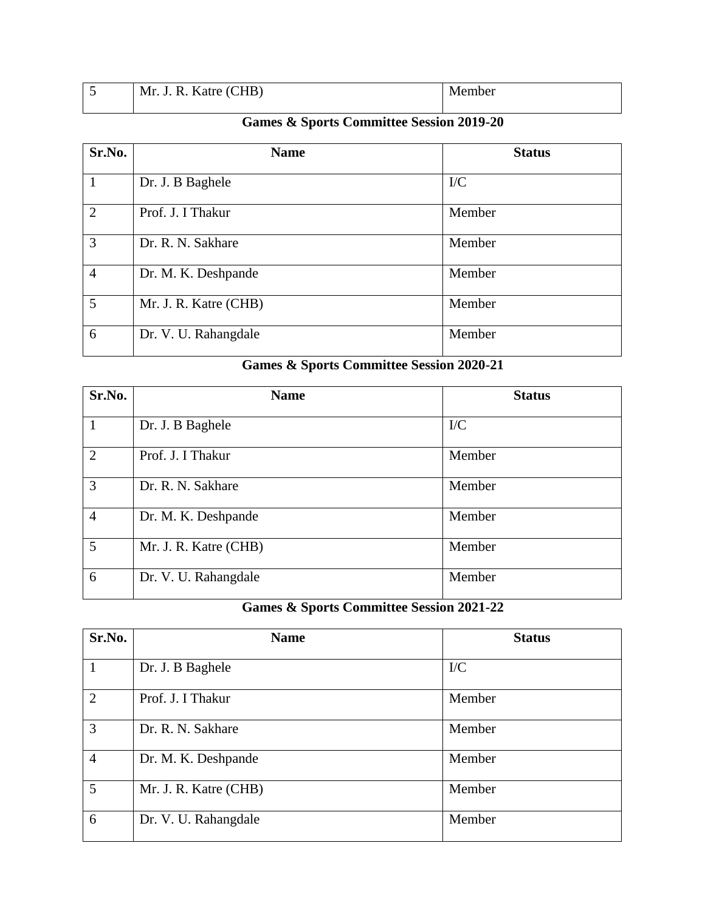| | | |
|---|---|---|
| 5 | Mr. J. R. Katre (CHB) | Member |

**Games & Sports Committee Session 2019-20**

| Sr.No. | Name | Status |
|---|---|---|
| 1 | Dr. J. B Baghele | I/C |
| 2 | Prof. J. I Thakur | Member |
| 3 | Dr. R. N. Sakhare | Member |
| 4 | Dr. M. K. Deshpande | Member |
| 5 | Mr. J. R. Katre (CHB) | Member |
| 6 | Dr. V. U. Rahangdale | Member |

**Games & Sports Committee Session 2020-21**

| Sr.No. | Name | Status |
|---|---|---|
| 1 | Dr. J. B Baghele | I/C |
| 2 | Prof. J. I Thakur | Member |
| 3 | Dr. R. N. Sakhare | Member |
| 4 | Dr. M. K. Deshpande | Member |
| 5 | Mr. J. R. Katre (CHB) | Member |
| 6 | Dr. V. U. Rahangdale | Member |

**Games & Sports Committee Session 2021-22**

| Sr.No. | Name | Status |
|---|---|---|
| 1 | Dr. J. B Baghele | I/C |
| 2 | Prof. J. I Thakur | Member |
| 3 | Dr. R. N. Sakhare | Member |
| 4 | Dr. M. K. Deshpande | Member |
| 5 | Mr. J. R. Katre (CHB) | Member |
| 6 | Dr. V. U. Rahangdale | Member |